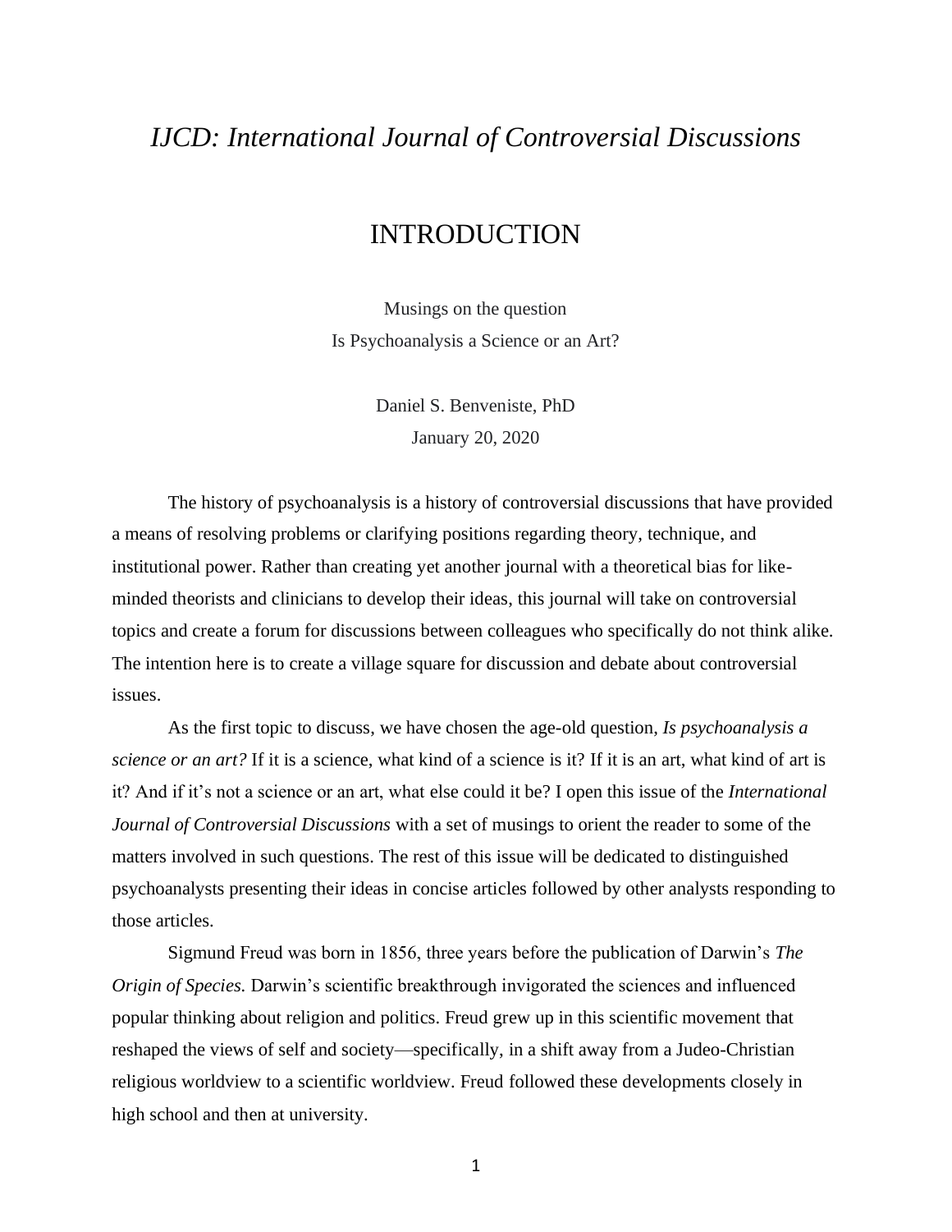*IJCD: International Journal of Controversial Discussions*

# INTRODUCTION

Musings on the question
Is Psychoanalysis a Science or an Art?

Daniel S. Benveniste, PhD
January 20, 2020

The history of psychoanalysis is a history of controversial discussions that have provided a means of resolving problems or clarifying positions regarding theory, technique, and institutional power. Rather than creating yet another journal with a theoretical bias for like-minded theorists and clinicians to develop their ideas, this journal will take on controversial topics and create a forum for discussions between colleagues who specifically do not think alike. The intention here is to create a village square for discussion and debate about controversial issues.

As the first topic to discuss, we have chosen the age-old question, ***Is psychoanalysis a science or an art?*** If it is a science, what kind of a science is it? If it is an art, what kind of art is it? And if it's not a science or an art, what else could it be? I open this issue of the *International Journal of Controversial Discussions* with a set of musings to orient the reader to some of the matters involved in such questions. The rest of this issue will be dedicated to distinguished psychoanalysts presenting their ideas in concise articles followed by other analysts responding to those articles.

Sigmund Freud was born in 1856, three years before the publication of Darwin's *The Origin of Species*. Darwin's scientific breakthrough invigorated the sciences and influenced popular thinking about religion and politics. Freud grew up in this scientific movement that reshaped the views of self and society—specifically, in a shift away from a Judeo-Christian religious worldview to a scientific worldview. Freud followed these developments closely in high school and then at university.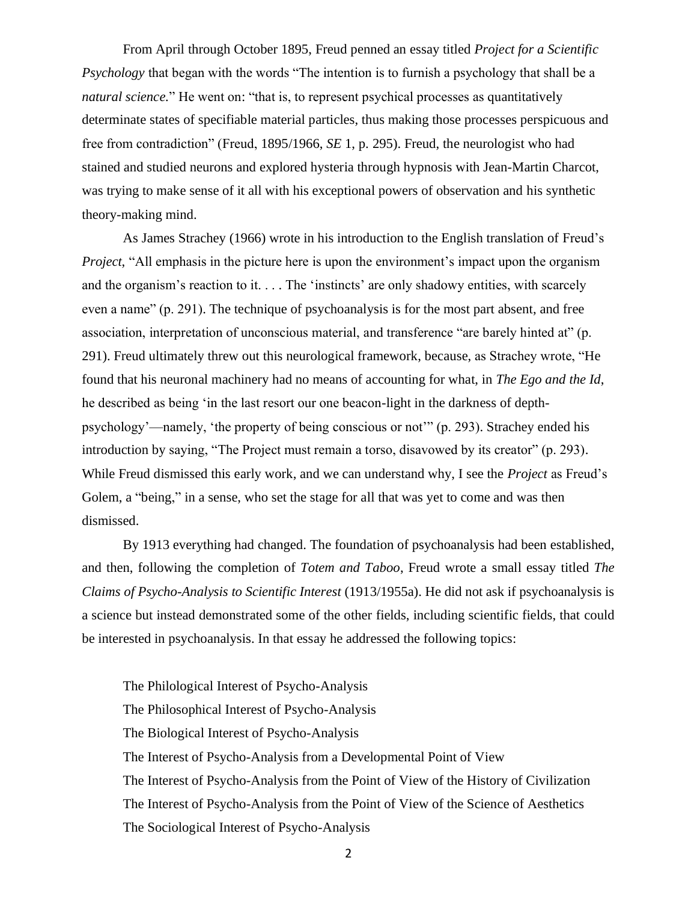From April through October 1895, Freud penned an essay titled *Project for a Scientific Psychology* that began with the words "The intention is to furnish a psychology that shall be a *natural science.*" He went on: "that is, to represent psychical processes as quantitatively determinate states of specifiable material particles, thus making those processes perspicuous and free from contradiction" (Freud, 1895/1966, *SE* 1, p. 295). Freud, the neurologist who had stained and studied neurons and explored hysteria through hypnosis with Jean-Martin Charcot, was trying to make sense of it all with his exceptional powers of observation and his synthetic theory-making mind.

As James Strachey (1966) wrote in his introduction to the English translation of Freud's *Project*, "All emphasis in the picture here is upon the environment's impact upon the organism and the organism's reaction to it. . . . The 'instincts' are only shadowy entities, with scarcely even a name" (p. 291). The technique of psychoanalysis is for the most part absent, and free association, interpretation of unconscious material, and transference "are barely hinted at" (p. 291). Freud ultimately threw out this neurological framework, because, as Strachey wrote, "He found that his neuronal machinery had no means of accounting for what, in *The Ego and the Id*, he described as being 'in the last resort our one beacon-light in the darkness of depth-psychology'—namely, 'the property of being conscious or not'" (p. 293). Strachey ended his introduction by saying, "The Project must remain a torso, disavowed by its creator" (p. 293). While Freud dismissed this early work, and we can understand why, I see the *Project* as Freud's Golem, a "being," in a sense, who set the stage for all that was yet to come and was then dismissed.

By 1913 everything had changed. The foundation of psychoanalysis had been established, and then, following the completion of *Totem and Taboo*, Freud wrote a small essay titled *The Claims of Psycho-Analysis to Scientific Interest* (1913/1955a). He did not ask if psychoanalysis is a science but instead demonstrated some of the other fields, including scientific fields, that could be interested in psychoanalysis. In that essay he addressed the following topics:

The Philological Interest of Psycho-Analysis
The Philosophical Interest of Psycho-Analysis
The Biological Interest of Psycho-Analysis
The Interest of Psycho-Analysis from a Developmental Point of View
The Interest of Psycho-Analysis from the Point of View of the History of Civilization
The Interest of Psycho-Analysis from the Point of View of the Science of Aesthetics
The Sociological Interest of Psycho-Analysis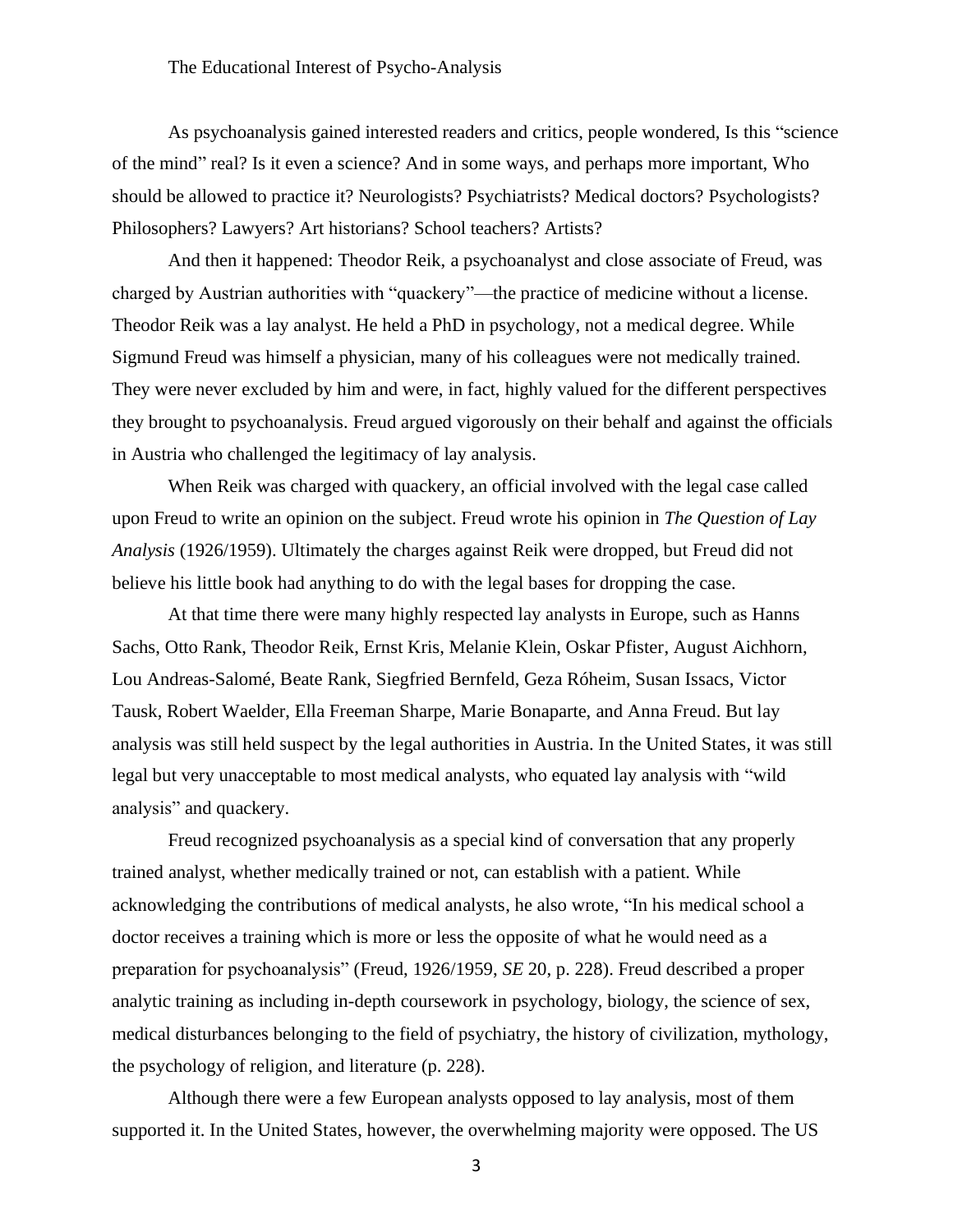The Educational Interest of Psycho-Analysis

As psychoanalysis gained interested readers and critics, people wondered, Is this "science of the mind" real? Is it even a science? And in some ways, and perhaps more important, Who should be allowed to practice it? Neurologists? Psychiatrists? Medical doctors? Psychologists? Philosophers? Lawyers? Art historians? School teachers? Artists?

And then it happened: Theodor Reik, a psychoanalyst and close associate of Freud, was charged by Austrian authorities with "quackery"—the practice of medicine without a license. Theodor Reik was a lay analyst. He held a PhD in psychology, not a medical degree. While Sigmund Freud was himself a physician, many of his colleagues were not medically trained. They were never excluded by him and were, in fact, highly valued for the different perspectives they brought to psychoanalysis. Freud argued vigorously on their behalf and against the officials in Austria who challenged the legitimacy of lay analysis.

When Reik was charged with quackery, an official involved with the legal case called upon Freud to write an opinion on the subject. Freud wrote his opinion in *The Question of Lay Analysis* (1926/1959). Ultimately the charges against Reik were dropped, but Freud did not believe his little book had anything to do with the legal bases for dropping the case.

At that time there were many highly respected lay analysts in Europe, such as Hanns Sachs, Otto Rank, Theodor Reik, Ernst Kris, Melanie Klein, Oskar Pfister, August Aichhorn, Lou Andreas-Salomé, Beate Rank, Siegfried Bernfeld, Geza Róheim, Susan Issacs, Victor Tausk, Robert Waelder, Ella Freeman Sharpe, Marie Bonaparte, and Anna Freud. But lay analysis was still held suspect by the legal authorities in Austria. In the United States, it was still legal but very unacceptable to most medical analysts, who equated lay analysis with "wild analysis" and quackery.

Freud recognized psychoanalysis as a special kind of conversation that any properly trained analyst, whether medically trained or not, can establish with a patient. While acknowledging the contributions of medical analysts, he also wrote, "In his medical school a doctor receives a training which is more or less the opposite of what he would need as a preparation for psychoanalysis" (Freud, 1926/1959, *SE* 20, p. 228). Freud described a proper analytic training as including in-depth coursework in psychology, biology, the science of sex, medical disturbances belonging to the field of psychiatry, the history of civilization, mythology, the psychology of religion, and literature (p. 228).

Although there were a few European analysts opposed to lay analysis, most of them supported it. In the United States, however, the overwhelming majority were opposed. The US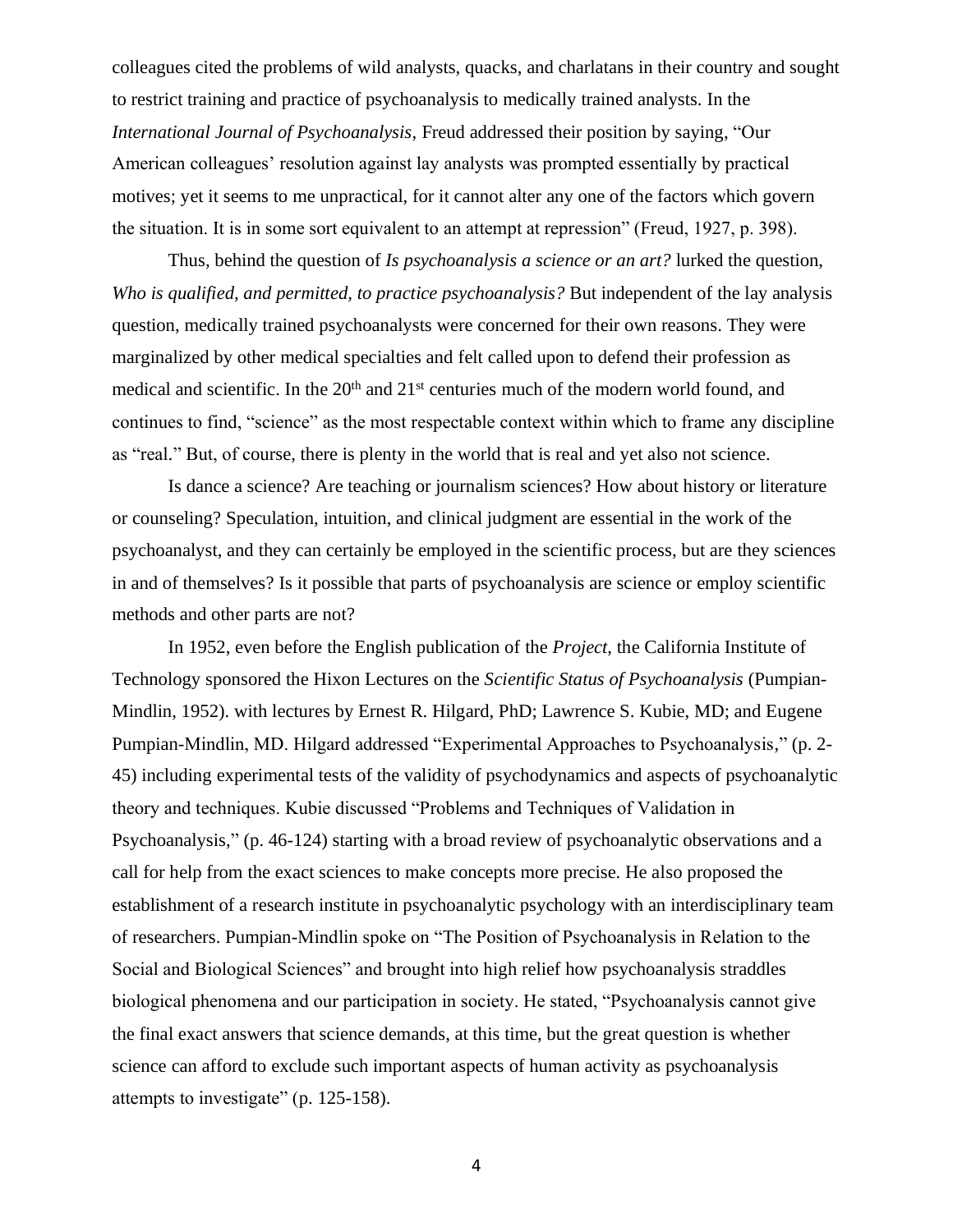colleagues cited the problems of wild analysts, quacks, and charlatans in their country and sought to restrict training and practice of psychoanalysis to medically trained analysts. In the *International Journal of Psychoanalysis*, Freud addressed their position by saying, "Our American colleagues' resolution against lay analysts was prompted essentially by practical motives; yet it seems to me unpractical, for it cannot alter any one of the factors which govern the situation. It is in some sort equivalent to an attempt at repression" (Freud, 1927, p. 398).

Thus, behind the question of *Is psychoanalysis a science or an art?* lurked the question, *Who is qualified, and permitted, to practice psychoanalysis?* But independent of the lay analysis question, medically trained psychoanalysts were concerned for their own reasons. They were marginalized by other medical specialties and felt called upon to defend their profession as medical and scientific. In the 20th and 21st centuries much of the modern world found, and continues to find, "science" as the most respectable context within which to frame any discipline as "real." But, of course, there is plenty in the world that is real and yet also not science.

Is dance a science? Are teaching or journalism sciences? How about history or literature or counseling? Speculation, intuition, and clinical judgment are essential in the work of the psychoanalyst, and they can certainly be employed in the scientific process, but are they sciences in and of themselves? Is it possible that parts of psychoanalysis are science or employ scientific methods and other parts are not?

In 1952, even before the English publication of the *Project*, the California Institute of Technology sponsored the Hixon Lectures on the *Scientific Status of Psychoanalysis* (Pumpian-Mindlin, 1952). with lectures by Ernest R. Hilgard, PhD; Lawrence S. Kubie, MD; and Eugene Pumpian-Mindlin, MD. Hilgard addressed "Experimental Approaches to Psychoanalysis," (p. 2-45) including experimental tests of the validity of psychodynamics and aspects of psychoanalytic theory and techniques. Kubie discussed "Problems and Techniques of Validation in Psychoanalysis," (p. 46-124) starting with a broad review of psychoanalytic observations and a call for help from the exact sciences to make concepts more precise. He also proposed the establishment of a research institute in psychoanalytic psychology with an interdisciplinary team of researchers. Pumpian-Mindlin spoke on "The Position of Psychoanalysis in Relation to the Social and Biological Sciences" and brought into high relief how psychoanalysis straddles biological phenomena and our participation in society. He stated, "Psychoanalysis cannot give the final exact answers that science demands, at this time, but the great question is whether science can afford to exclude such important aspects of human activity as psychoanalysis attempts to investigate" (p. 125-158).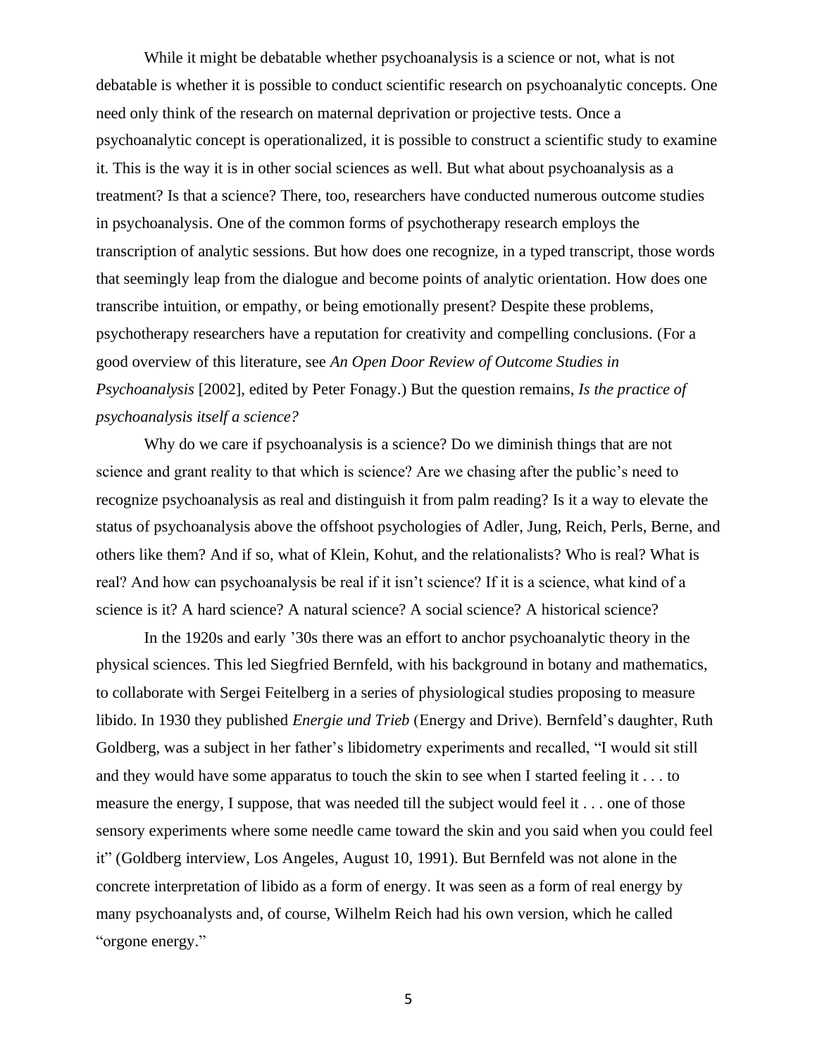While it might be debatable whether psychoanalysis is a science or not, what is not debatable is whether it is possible to conduct scientific research on psychoanalytic concepts. One need only think of the research on maternal deprivation or projective tests. Once a psychoanalytic concept is operationalized, it is possible to construct a scientific study to examine it. This is the way it is in other social sciences as well. But what about psychoanalysis as a treatment? Is that a science? There, too, researchers have conducted numerous outcome studies in psychoanalysis. One of the common forms of psychotherapy research employs the transcription of analytic sessions. But how does one recognize, in a typed transcript, those words that seemingly leap from the dialogue and become points of analytic orientation. How does one transcribe intuition, or empathy, or being emotionally present? Despite these problems, psychotherapy researchers have a reputation for creativity and compelling conclusions. (For a good overview of this literature, see *An Open Door Review of Outcome Studies in Psychoanalysis* [2002], edited by Peter Fonagy.) But the question remains, *Is the practice of psychoanalysis itself a science?*

Why do we care if psychoanalysis is a science? Do we diminish things that are not science and grant reality to that which is science? Are we chasing after the public's need to recognize psychoanalysis as real and distinguish it from palm reading? Is it a way to elevate the status of psychoanalysis above the offshoot psychologies of Adler, Jung, Reich, Perls, Berne, and others like them? And if so, what of Klein, Kohut, and the relationalists? Who is real? What is real? And how can psychoanalysis be real if it isn't science? If it is a science, what kind of a science is it? A hard science? A natural science? A social science? A historical science?

In the 1920s and early '30s there was an effort to anchor psychoanalytic theory in the physical sciences. This led Siegfried Bernfeld, with his background in botany and mathematics, to collaborate with Sergei Feitelberg in a series of physiological studies proposing to measure libido. In 1930 they published *Energie und Trieb* (Energy and Drive). Bernfeld's daughter, Ruth Goldberg, was a subject in her father's libidometry experiments and recalled, "I would sit still and they would have some apparatus to touch the skin to see when I started feeling it . . . to measure the energy, I suppose, that was needed till the subject would feel it . . . one of those sensory experiments where some needle came toward the skin and you said when you could feel it" (Goldberg interview, Los Angeles, August 10, 1991). But Bernfeld was not alone in the concrete interpretation of libido as a form of energy. It was seen as a form of real energy by many psychoanalysts and, of course, Wilhelm Reich had his own version, which he called "orgone energy."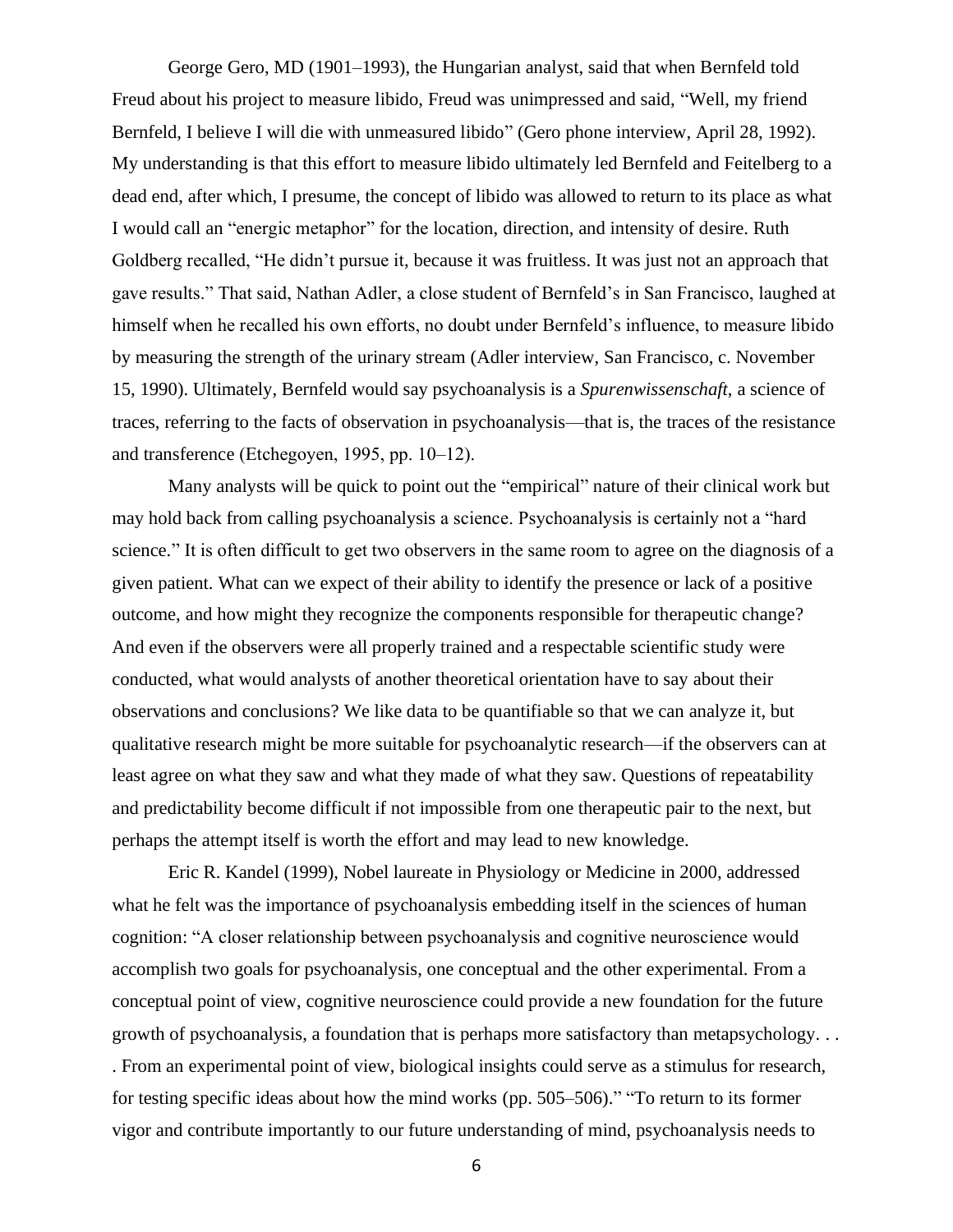George Gero, MD (1901–1993), the Hungarian analyst, said that when Bernfeld told Freud about his project to measure libido, Freud was unimpressed and said, "Well, my friend Bernfeld, I believe I will die with unmeasured libido" (Gero phone interview, April 28, 1992). My understanding is that this effort to measure libido ultimately led Bernfeld and Feitelberg to a dead end, after which, I presume, the concept of libido was allowed to return to its place as what I would call an "energic metaphor" for the location, direction, and intensity of desire. Ruth Goldberg recalled, "He didn't pursue it, because it was fruitless. It was just not an approach that gave results." That said, Nathan Adler, a close student of Bernfeld's in San Francisco, laughed at himself when he recalled his own efforts, no doubt under Bernfeld's influence, to measure libido by measuring the strength of the urinary stream (Adler interview, San Francisco, c. November 15, 1990). Ultimately, Bernfeld would say psychoanalysis is a *Spurenwissenschaft*, a science of traces, referring to the facts of observation in psychoanalysis—that is, the traces of the resistance and transference (Etchegoyen, 1995, pp. 10–12).

Many analysts will be quick to point out the "empirical" nature of their clinical work but may hold back from calling psychoanalysis a science. Psychoanalysis is certainly not a "hard science." It is often difficult to get two observers in the same room to agree on the diagnosis of a given patient. What can we expect of their ability to identify the presence or lack of a positive outcome, and how might they recognize the components responsible for therapeutic change? And even if the observers were all properly trained and a respectable scientific study were conducted, what would analysts of another theoretical orientation have to say about their observations and conclusions? We like data to be quantifiable so that we can analyze it, but qualitative research might be more suitable for psychoanalytic research—if the observers can at least agree on what they saw and what they made of what they saw. Questions of repeatability and predictability become difficult if not impossible from one therapeutic pair to the next, but perhaps the attempt itself is worth the effort and may lead to new knowledge.

Eric R. Kandel (1999), Nobel laureate in Physiology or Medicine in 2000, addressed what he felt was the importance of psychoanalysis embedding itself in the sciences of human cognition: "A closer relationship between psychoanalysis and cognitive neuroscience would accomplish two goals for psychoanalysis, one conceptual and the other experimental. From a conceptual point of view, cognitive neuroscience could provide a new foundation for the future growth of psychoanalysis, a foundation that is perhaps more satisfactory than metapsychology. . . . From an experimental point of view, biological insights could serve as a stimulus for research, for testing specific ideas about how the mind works (pp. 505–506)." "To return to its former vigor and contribute importantly to our future understanding of mind, psychoanalysis needs to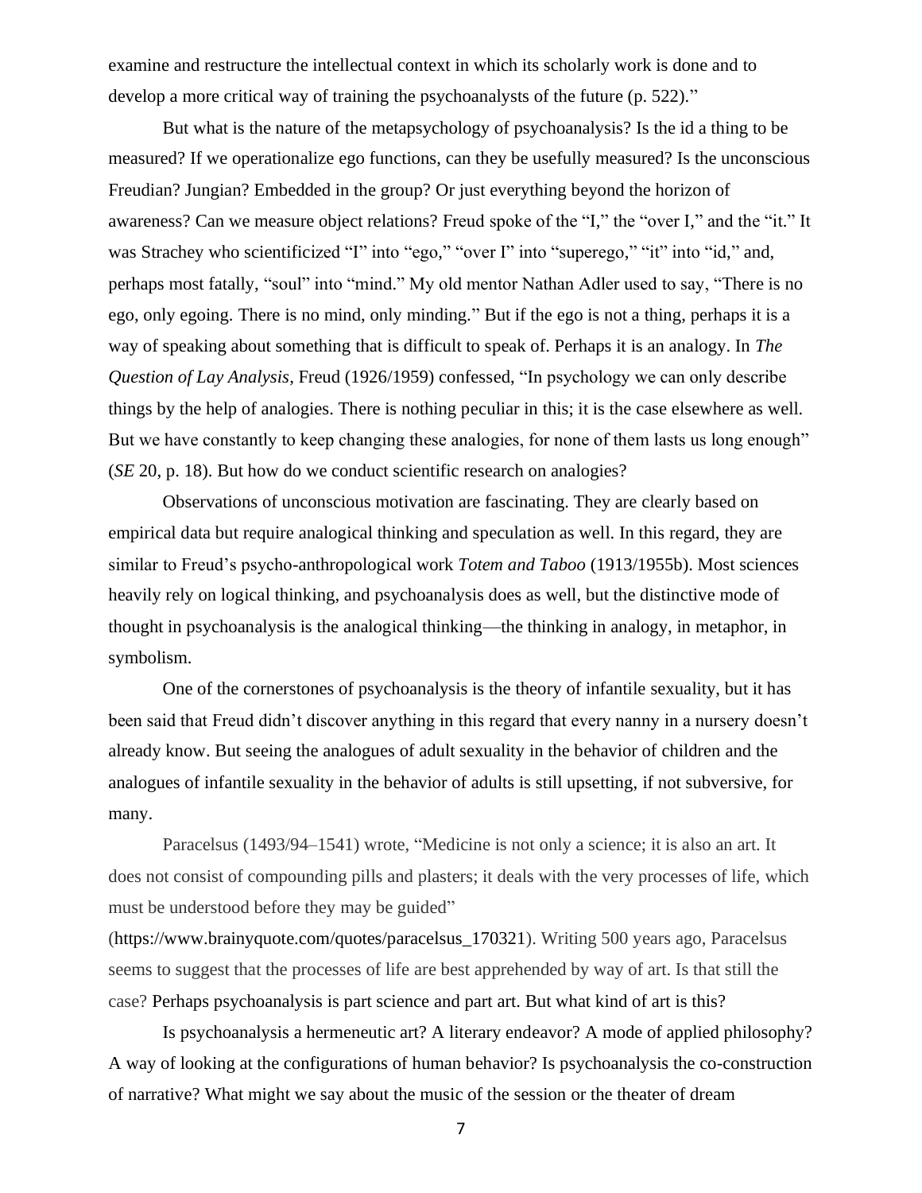examine and restructure the intellectual context in which its scholarly work is done and to develop a more critical way of training the psychoanalysts of the future (p. 522)."

But what is the nature of the metapsychology of psychoanalysis? Is the id a thing to be measured? If we operationalize ego functions, can they be usefully measured? Is the unconscious Freudian? Jungian? Embedded in the group? Or just everything beyond the horizon of awareness? Can we measure object relations? Freud spoke of the "I," the "over I," and the "it." It was Strachey who scientificized "I" into "ego," "over I" into "superego," "it" into "id," and, perhaps most fatally, "soul" into "mind." My old mentor Nathan Adler used to say, "There is no ego, only egoing. There is no mind, only minding." But if the ego is not a thing, perhaps it is a way of speaking about something that is difficult to speak of. Perhaps it is an analogy. In *The Question of Lay Analysis*, Freud (1926/1959) confessed, "In psychology we can only describe things by the help of analogies. There is nothing peculiar in this; it is the case elsewhere as well. But we have constantly to keep changing these analogies, for none of them lasts us long enough" (*SE* 20, p. 18). But how do we conduct scientific research on analogies?

Observations of unconscious motivation are fascinating. They are clearly based on empirical data but require analogical thinking and speculation as well. In this regard, they are similar to Freud's psycho-anthropological work *Totem and Taboo* (1913/1955b). Most sciences heavily rely on logical thinking, and psychoanalysis does as well, but the distinctive mode of thought in psychoanalysis is the analogical thinking—the thinking in analogy, in metaphor, in symbolism.

One of the cornerstones of psychoanalysis is the theory of infantile sexuality, but it has been said that Freud didn't discover anything in this regard that every nanny in a nursery doesn't already know. But seeing the analogues of adult sexuality in the behavior of children and the analogues of infantile sexuality in the behavior of adults is still upsetting, if not subversive, for many.

Paracelsus (1493/94–1541) wrote, "Medicine is not only a science; it is also an art. It does not consist of compounding pills and plasters; it deals with the very processes of life, which must be understood before they may be guided" (https://www.brainyquote.com/quotes/paracelsus_170321). Writing 500 years ago, Paracelsus seems to suggest that the processes of life are best apprehended by way of art. Is that still the case? Perhaps psychoanalysis is part science and part art. But what kind of art is this?

Is psychoanalysis a hermeneutic art? A literary endeavor? A mode of applied philosophy? A way of looking at the configurations of human behavior? Is psychoanalysis the co-construction of narrative? What might we say about the music of the session or the theater of dream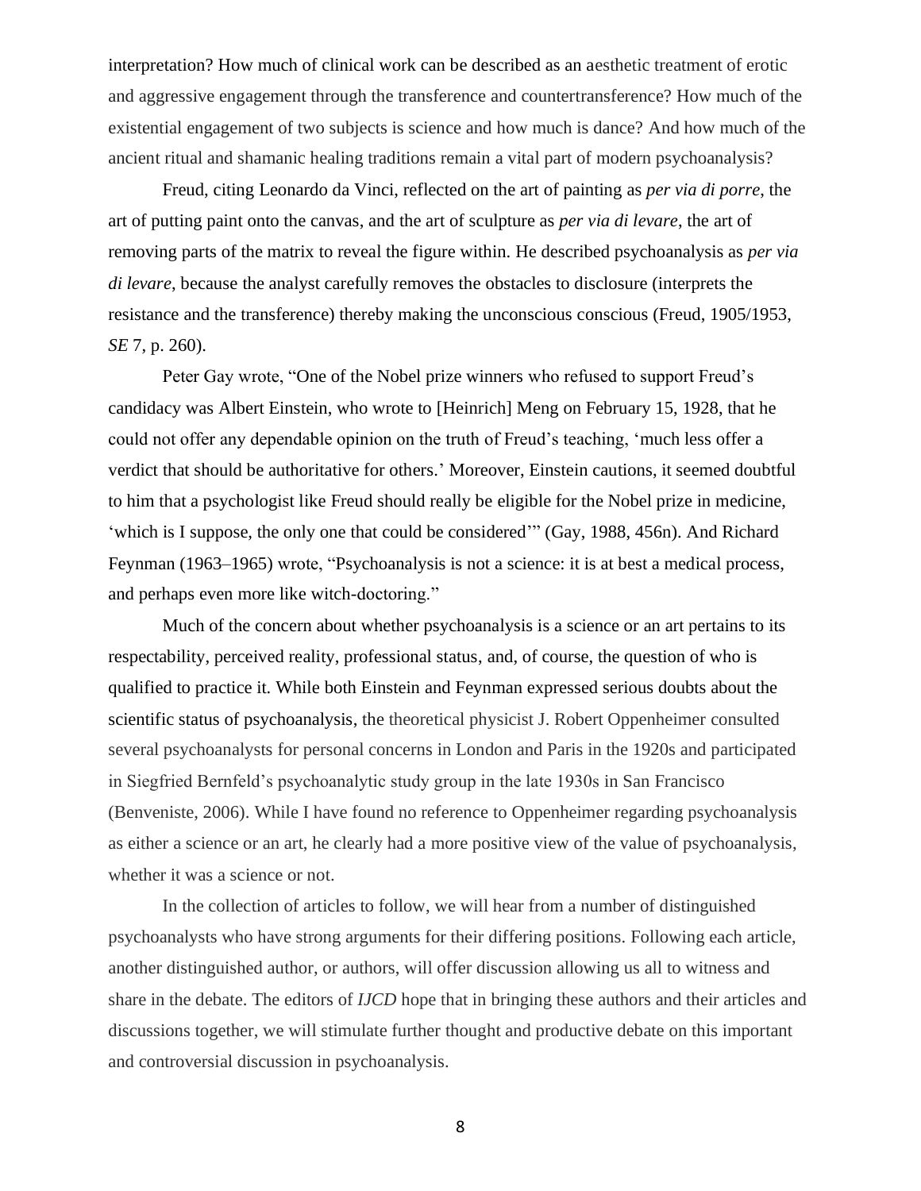interpretation? How much of clinical work can be described as an aesthetic treatment of erotic and aggressive engagement through the transference and countertransference? How much of the existential engagement of two subjects is science and how much is dance? And how much of the ancient ritual and shamanic healing traditions remain a vital part of modern psychoanalysis?

Freud, citing Leonardo da Vinci, reflected on the art of painting as *per via di porre*, the art of putting paint onto the canvas, and the art of sculpture as *per via di levare*, the art of removing parts of the matrix to reveal the figure within. He described psychoanalysis as *per via di levare*, because the analyst carefully removes the obstacles to disclosure (interprets the resistance and the transference) thereby making the unconscious conscious (Freud, 1905/1953, *SE* 7, p. 260).

Peter Gay wrote, "One of the Nobel prize winners who refused to support Freud's candidacy was Albert Einstein, who wrote to [Heinrich] Meng on February 15, 1928, that he could not offer any dependable opinion on the truth of Freud's teaching, 'much less offer a verdict that should be authoritative for others.' Moreover, Einstein cautions, it seemed doubtful to him that a psychologist like Freud should really be eligible for the Nobel prize in medicine, 'which is I suppose, the only one that could be considered'" (Gay, 1988, 456n). And Richard Feynman (1963–1965) wrote, "Psychoanalysis is not a science: it is at best a medical process, and perhaps even more like witch-doctoring."

Much of the concern about whether psychoanalysis is a science or an art pertains to its respectability, perceived reality, professional status, and, of course, the question of who is qualified to practice it. While both Einstein and Feynman expressed serious doubts about the scientific status of psychoanalysis, the theoretical physicist J. Robert Oppenheimer consulted several psychoanalysts for personal concerns in London and Paris in the 1920s and participated in Siegfried Bernfeld's psychoanalytic study group in the late 1930s in San Francisco (Benveniste, 2006). While I have found no reference to Oppenheimer regarding psychoanalysis as either a science or an art, he clearly had a more positive view of the value of psychoanalysis, whether it was a science or not.

In the collection of articles to follow, we will hear from a number of distinguished psychoanalysts who have strong arguments for their differing positions. Following each article, another distinguished author, or authors, will offer discussion allowing us all to witness and share in the debate. The editors of *IJCD* hope that in bringing these authors and their articles and discussions together, we will stimulate further thought and productive debate on this important and controversial discussion in psychoanalysis.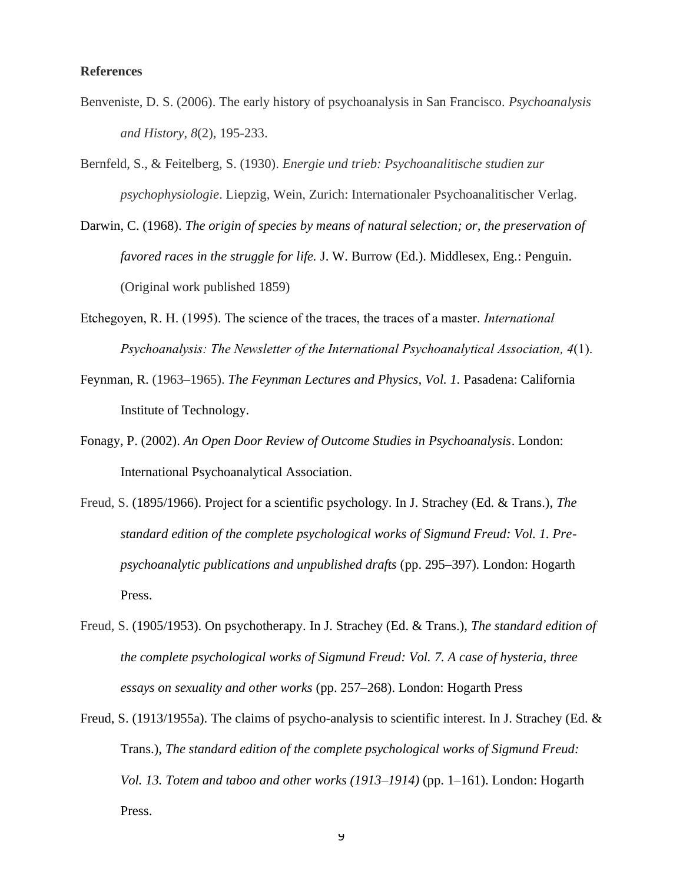**References**

Benveniste, D. S. (2006). The early history of psychoanalysis in San Francisco. *Psychoanalysis and History*, *8*(2), 195-233.

Bernfeld, S., & Feitelberg, S. (1930). *Energie und trieb: Psychoanalitische studien zur psychophysiologie*. Liepzig, Wein, Zurich: Internationaler Psychoanalitischer Verlag.

Darwin, C. (1968). *The origin of species by means of natural selection; or, the preservation of favored races in the struggle for life.* J. W. Burrow (Ed.). Middlesex, Eng.: Penguin. (Original work published 1859)

Etchegoyen, R. H. (1995). The science of the traces, the traces of a master. *International Psychoanalysis: The Newsletter of the International Psychoanalytical Association, 4*(1).

Feynman, R. (1963–1965). *The Feynman Lectures and Physics, Vol. 1.* Pasadena: California Institute of Technology.

Fonagy, P. (2002). *An Open Door Review of Outcome Studies in Psychoanalysis*. London: International Psychoanalytical Association.

Freud, S. (1895/1966). Project for a scientific psychology. In J. Strachey (Ed. & Trans.), *The standard edition of the complete psychological works of Sigmund Freud: Vol. 1. Pre-psychoanalytic publications and unpublished drafts* (pp. 295–397). London: Hogarth Press.

Freud, S. (1905/1953). On psychotherapy. In J. Strachey (Ed. & Trans.), *The standard edition of the complete psychological works of Sigmund Freud: Vol. 7. A case of hysteria, three essays on sexuality and other works* (pp. 257–268). London: Hogarth Press

Freud, S. (1913/1955a). The claims of psycho-analysis to scientific interest. In J. Strachey (Ed. & Trans.), *The standard edition of the complete psychological works of Sigmund Freud: Vol. 13. Totem and taboo and other works (1913–1914)* (pp. 1–161). London: Hogarth Press.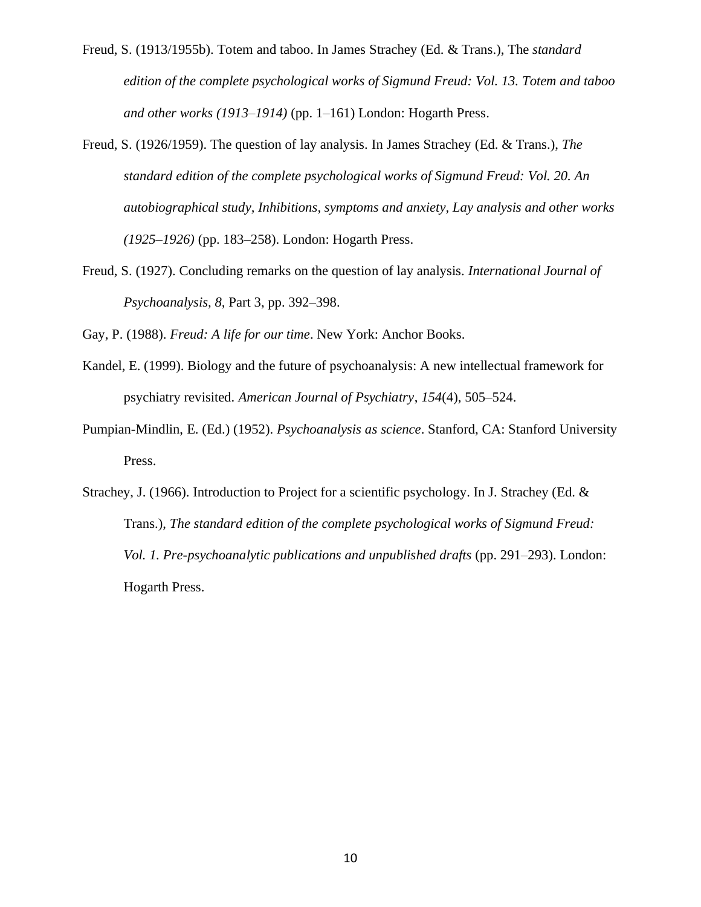Freud, S. (1913/1955b). Totem and taboo. In James Strachey (Ed. & Trans.), The *standard edition of the complete psychological works of Sigmund Freud: Vol. 13. Totem and taboo and other works (1913–1914)* (pp. 1–161) London: Hogarth Press.

Freud, S. (1926/1959). The question of lay analysis. In James Strachey (Ed. & Trans.), *The standard edition of the complete psychological works of Sigmund Freud: Vol. 20. An autobiographical study, Inhibitions, symptoms and anxiety, Lay analysis and other works (1925–1926)* (pp. 183–258). London: Hogarth Press.

Freud, S. (1927). Concluding remarks on the question of lay analysis. *International Journal of Psychoanalysis, 8,* Part 3, pp. 392–398.

Gay, P. (1988). *Freud: A life for our time*. New York: Anchor Books.

Kandel, E. (1999). Biology and the future of psychoanalysis: A new intellectual framework for psychiatry revisited. *American Journal of Psychiatry*, *154*(4), 505–524.

Pumpian-Mindlin, E. (Ed.) (1952). *Psychoanalysis as science*. Stanford, CA: Stanford University Press.

Strachey, J. (1966). Introduction to Project for a scientific psychology. In J. Strachey (Ed. & Trans.), *The standard edition of the complete psychological works of Sigmund Freud: Vol. 1. Pre-psychoanalytic publications and unpublished drafts* (pp. 291–293). London: Hogarth Press.